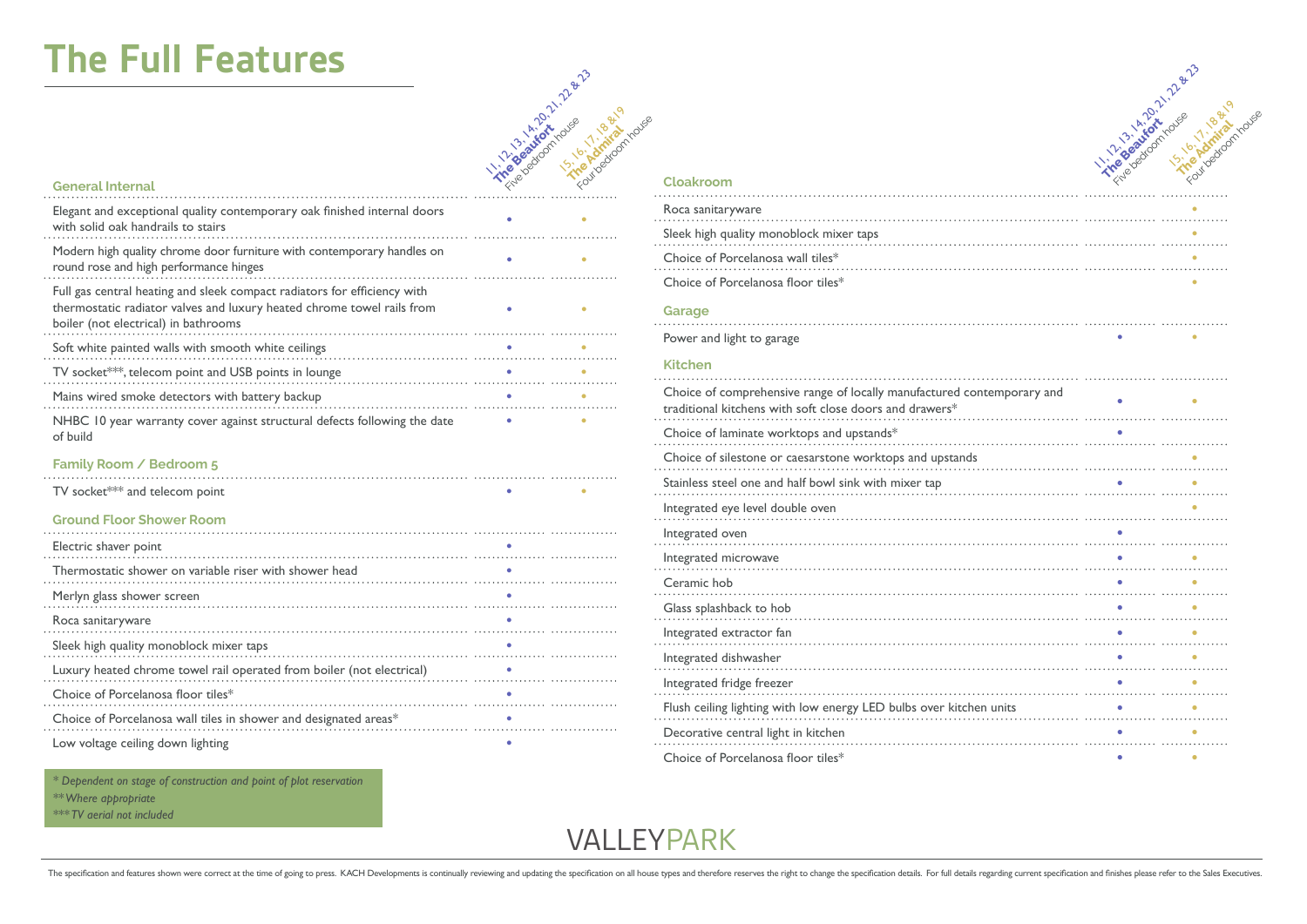# The Full Features

| General Internal | 11, 12, 13, 14, 20, 21, 22 & 23 The Beaufort Five bedroom house | 15, 16, 17, 18 & 19 The Admiral Four bedroom house |
|---|---|---|
| Elegant and exceptional quality contemporary oak finished internal doors with solid oak handrails to stairs | • | • |
| Modern high quality chrome door furniture with contemporary handles on round rose and high performance hinges | • | • |
| Full gas central heating and sleek compact radiators for efficiency with thermostatic radiator valves and luxury heated chrome towel rails from boiler (not electrical) in bathrooms | • | • |
| Soft white painted walls with smooth white ceilings | • | • |
| TV socket***, telecom point and USB points in lounge | • | • |
| Mains wired smoke detectors with battery backup | • | • |
| NHBC 10 year warranty cover against structural defects following the date of build | • | • |
| **Family Room / Bedroom 5** | | |
| TV socket*** and telecom point | • | • |
| **Ground Floor Shower Room** | | |
| Electric shaver point | • | |
| Thermostatic shower on variable riser with shower head | • | |
| Merlyn glass shower screen | • | |
| Roca sanitaryware | • | |
| Sleek high quality monoblock mixer taps | • | |
| Luxury heated chrome towel rail operated from boiler (not electrical) | • | |
| Choice of Porcelanosa floor tiles* | • | |
| Choice of Porcelanosa wall tiles in shower and designated areas* | • | |
| Low voltage ceiling down lighting | • | |

*\* Dependent on stage of construction and point of plot reservation*
*\*\* Where appropriate*
*\*\*\* TV aerial not included*

| Cloakroom | 11, 12, 13, 14, 20, 21, 22 & 23 The Beaufort Five bedroom house | 15, 16, 17, 18 & 19 The Admiral Four bedroom house |
|---|---|---|
| Roca sanitaryware | | • |
| Sleek high quality monoblock mixer taps | | • |
| Choice of Porcelanosa wall tiles* | | • |
| Choice of Porcelanosa floor tiles* | | • |
| **Garage** | | |
| Power and light to garage | • | • |
| **Kitchen** | | |
| Choice of comprehensive range of locally manufactured contemporary and traditional kitchens with soft close doors and drawers* | • | • |
| Choice of laminate worktops and upstands* | • | |
| Choice of silestone or caesarstone worktops and upstands | | • |
| Stainless steel one and half bowl sink with mixer tap | • | • |
| Integrated eye level double oven | | • |
| Integrated oven | • | |
| Integrated microwave | • | • |
| Ceramic hob | • | • |
| Glass splashback to hob | • | • |
| Integrated extractor fan | • | • |
| Integrated dishwasher | • | • |
| Integrated fridge freezer | • | • |
| Flush ceiling lighting with low energy LED bulbs over kitchen units | • | • |
| Decorative central light in kitchen | • | • |
| Choice of Porcelanosa floor tiles* | • | • |

VALLEYPARK

The specification and features shown were correct at the time of going to press. KACH Developments is continually reviewing and updating the specification on all house types and therefore reserves the right to change the specification details. For full details regarding current specification and finishes please refer to the Sales Executives.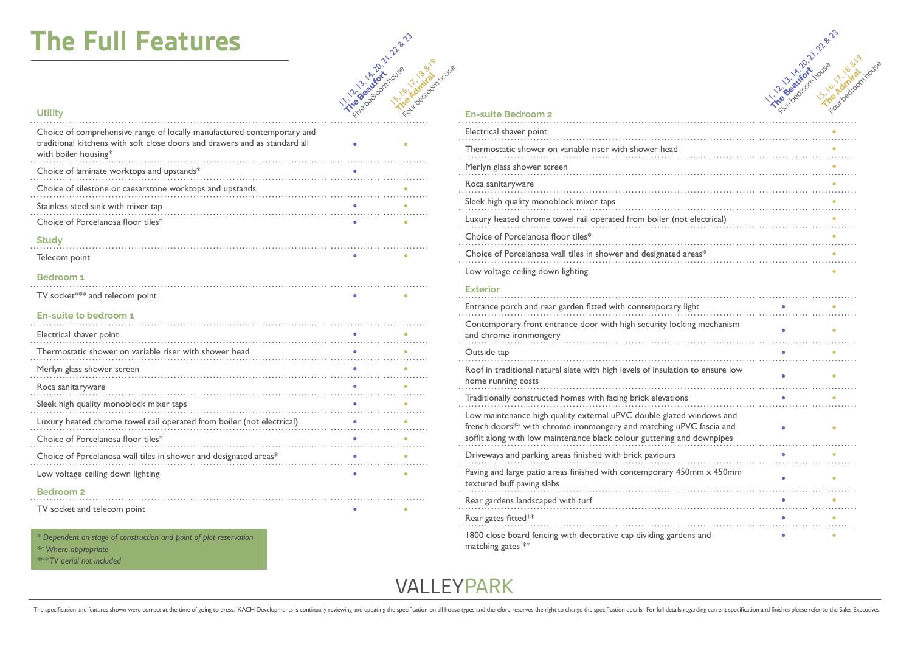# The Full Features

| | 11, 12, 13, 14, 20, 21, 22 & 23 The Beaufort Five bedroom house | 15, 16, 17, 18 & 19 The Admiral Four bedroom house |
|---|---|---|
| **Utility** | | |
| Choice of comprehensive range of locally manufactured contemporary and traditional kitchens with soft close doors and drawers and as standard all with boiler housing* | • | • |
| Choice of laminate worktops and upstands* | • | |
| Choice of silestone or caesarstone worktops and upstands | | • |
| Stainless steel sink with mixer tap | • | • |
| Choice of Porcelanosa floor tiles* | • | • |
| **Study** | | |
| Telecom point | • | • |
| **Bedroom 1** | | |
| TV socket*** and telecom point | • | • |
| **En-suite to bedroom 1** | | |
| Electrical shaver point | • | • |
| Thermostatic shower on variable riser with shower head | • | • |
| Merlyn glass shower screen | • | • |
| Roca sanitaryware | • | • |
| Sleek high quality monoblock mixer taps | • | • |
| Luxury heated chrome towel rail operated from boiler (not electrical) | • | • |
| Choice of Porcelanosa floor tiles* | • | • |
| Choice of Porcelanosa wall tiles in shower and designated areas* | • | • |
| Low voltage ceiling down lighting | • | • |
| **Bedroom 2** | | |
| TV socket and telecom point | • | • |
| **En-suite Bedroom 2** | | |
| Electrical shaver point | | • |
| Thermostatic shower on variable riser with shower head | | • |
| Merlyn glass shower screen | | • |
| Roca sanitaryware | | • |
| Sleek high quality monoblock mixer taps | | • |
| Luxury heated chrome towel rail operated from boiler (not electrical) | | • |
| Choice of Porcelanosa floor tiles* | | • |
| Choice of Porcelanosa wall tiles in shower and designated areas* | | • |
| Low voltage ceiling down lighting | | • |
| **Exterior** | | |
| Entrance porch and rear garden fitted with contemporary light | • | • |
| Contemporary front entrance door with high security locking mechanism and chrome ironmongery | • | • |
| Outside tap | • | • |
| Roof in traditional natural slate with high levels of insulation to ensure low home running costs | • | • |
| Traditionally constructed homes with facing brick elevations | • | • |
| Low maintenance high quality external uPVC double glazed windows and french doors** with chrome ironmongery and matching uPVC fascia and soffit along with low maintenance black colour guttering and downpipes | • | • |
| Driveways and parking areas finished with brick paviours | • | • |
| Paving and large patio areas finished with contemporary 450mm x 450mm textured buff paving slabs | • | • |
| Rear gardens landscaped with turf | • | • |
| Rear gates fitted** | • | • |
| 1800 close board fencing with decorative cap dividing gardens and matching gates ** | • | • |

*\* Dependent on stage of construction and point of plot reservation*
*\*\* Where appropriate*
*\*\*\* TV aerial not included*

VALLEYPARK

The specification and features shown were correct at the time of going to press. KACH Developments is continually reviewing and updating the specification on all house types and therefore reserves the right to change the specification details. For full details regarding current specification and finishes please refer to the Sales Executives.